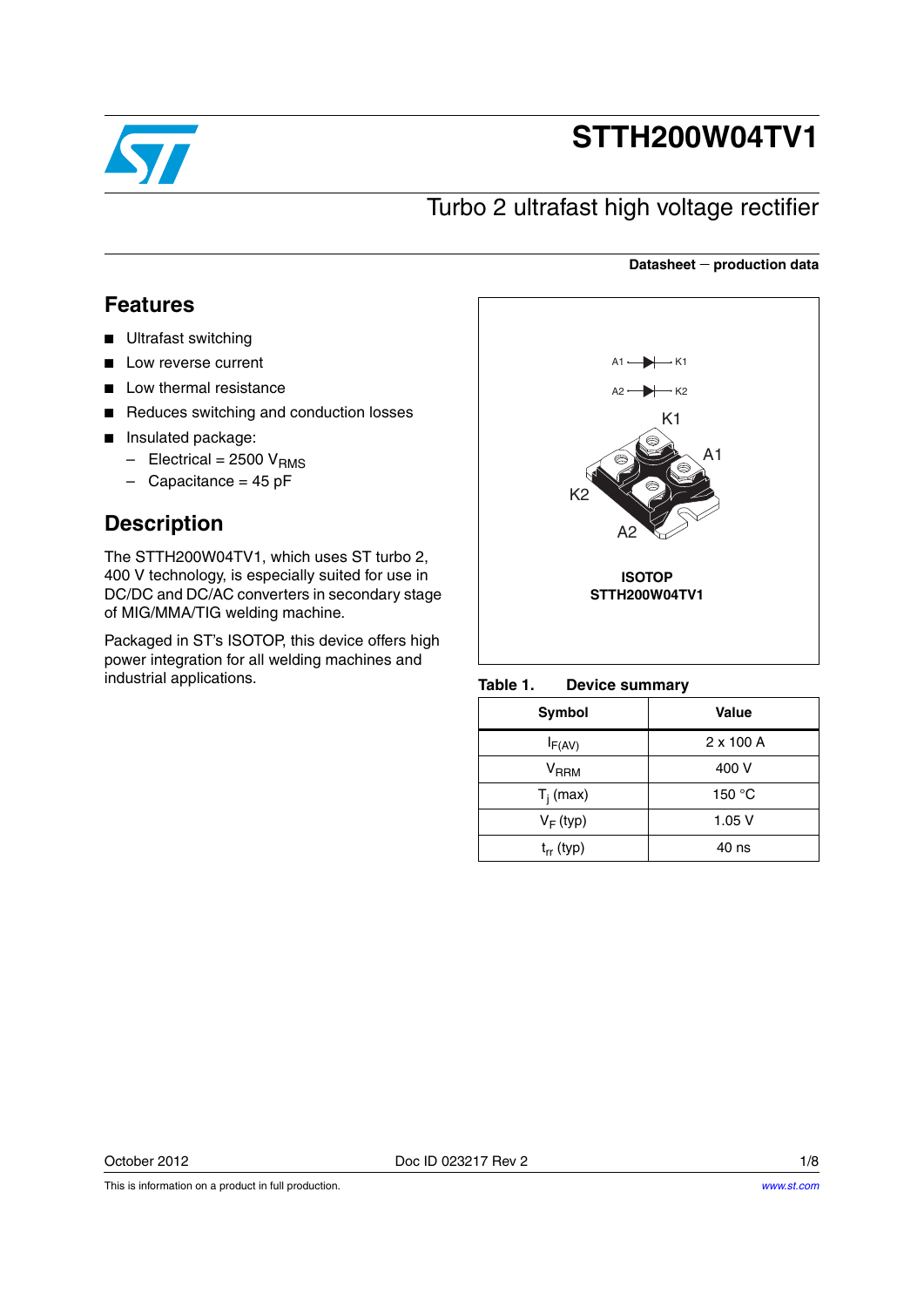# STTH200W04TV1

## Turbo 2 ultrafast high voltage rectifier

**Datasheet — production data**

## Features

- Ultrafast switching
- Low reverse current
- Low thermal resistance
- Reduces switching and conduction losses
- Insulated package:
  - Electrical = 2500 $V_{RMS}$
  - Capacitance = 45 pF

## Description

The STTH200W04TV1, which uses ST turbo 2, 400 V technology, is especially suited for use in DC/DC and DC/AC converters in secondary stage of MIG/MMA/TIG welding machine.

Packaged in ST's ISOTOP, this device offers high power integration for all welding machines and industrial applications.

A1 — K1

A2 — K2

K1 A1 K2 A2

**ISOTOP**
**STTH200W04TV1**

**Table 1. Device summary**

| Symbol | Value |
| --- | --- |
| $I_{F(AV)}$ | 2 x 100 A |
| $V_{RRM}$ | 400 V |
| $T_j$ (max) | 150 °C |
| $V_F$ (typ) | 1.05 V |
| $t_{rr}$ (typ) | 40 ns |

October 2012 Doc ID 023217 Rev 2

This is information on a product in full production.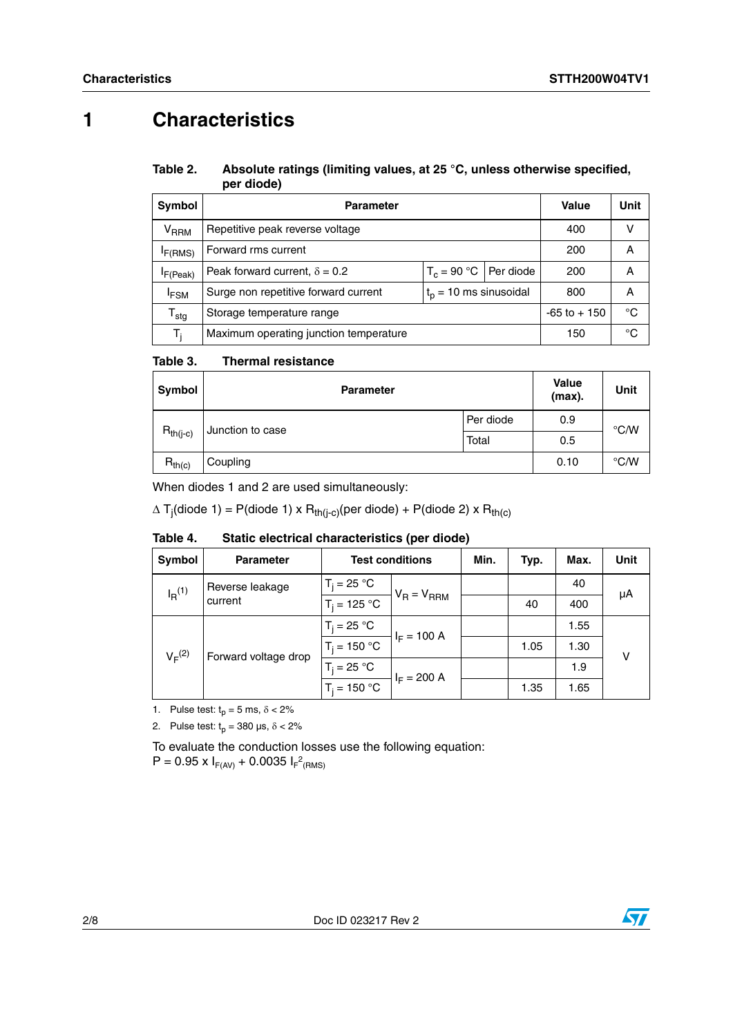# 1 Characteristics

**Table 2. Absolute ratings (limiting values, at 25 °C, unless otherwise specified, per diode)**

| Symbol | Parameter | | | Value | Unit |
|---|---|---|---|---|---|
| $V_{RRM}$ | Repetitive peak reverse voltage | | | 400 | V |
| $I_{F(RMS)}$ | Forward rms current | | | 200 | A |
| $I_{F(Peak)}$ | Peak forward current, $\delta = 0.2$ | $T_c = 90$ °C | Per diode | 200 | A |
| $I_{FSM}$ | Surge non repetitive forward current | $t_p = 10$ ms sinusoidal | | 800 | A |
| $T_{stg}$ | Storage temperature range | | | -65 to + 150 | °C |
| $T_j$ | Maximum operating junction temperature | | | 150 | °C |

**Table 3. Thermal resistance**

| Symbol | Parameter | | Value (max). | Unit |
|---|---|---|---|---|
| $R_{th(j-c)}$ | Junction to case | Per diode | 0.9 | °C/W |
| | | Total | 0.5 | |
| $R_{th(c)}$ | Coupling | | 0.10 | °C/W |

When diodes 1 and 2 are used simultaneously:

$\Delta T_j$(diode 1) = P(diode 1) x $R_{th(j-c)}$(per diode) + P(diode 2) x $R_{th(c)}$

**Table 4. Static electrical characteristics (per diode)**

| Symbol | Parameter | Test conditions | | Min. | Typ. | Max. | Unit |
|---|---|---|---|---|---|---|---|
| $I_R$ [(1)] | Reverse leakage current | $T_j = 25$ °C | $V_R = V_{RRM}$ | | | 40 | µA |
| | | $T_j = 125$ °C | | | 40 | 400 | |
| $V_F$ [(2)] | Forward voltage drop | $T_j = 25$ °C | $I_F = 100$ A | | | 1.55 | V |
| | | $T_j = 150$ °C | | | 1.05 | 1.30 | |
| | | $T_j = 25$ °C | $I_F = 200$ A | | | 1.9 | |
| | | $T_j = 150$ °C | | | 1.35 | 1.65 | |

1. Pulse test: $t_p = 5$ ms, $\delta < 2\%$
2. Pulse test: $t_p = 380$ µs, $\delta < 2\%$

To evaluate the conduction losses use the following equation:
$P = 0.95 \times I_{F(AV)} + 0.0035\ I_{F}^{2}{}_{(RMS)}$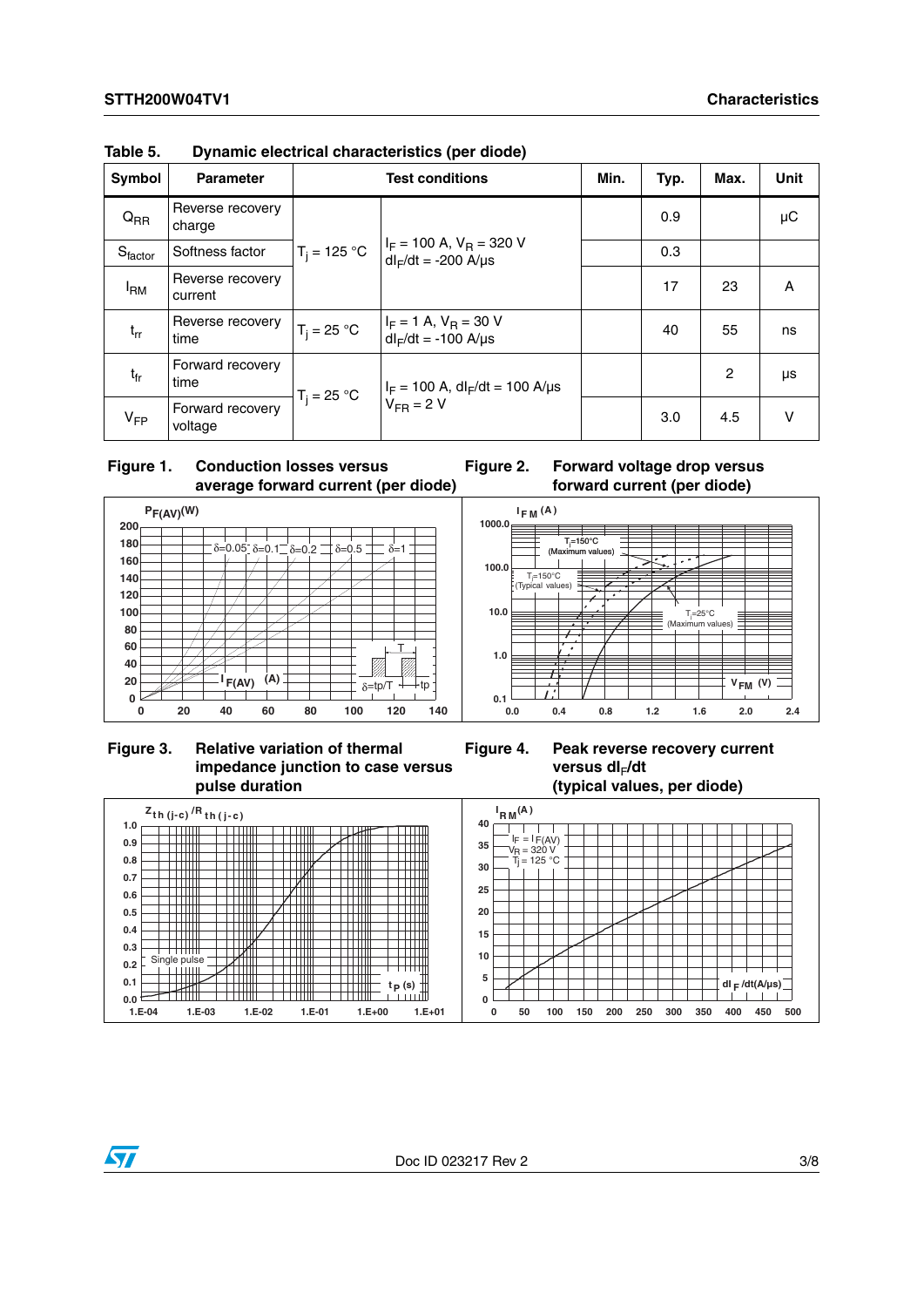Table 5. Dynamic electrical characteristics (per diode)

| Symbol | Parameter | Test conditions | | Min. | Typ. | Max. | Unit |
|---|---|---|---|---|---|---|---|
| $Q_{RR}$ | Reverse recovery charge | $T_j$ = 125 °C | $I_F$ = 100 A, $V_R$ = 320 V $dI_F/dt$ = -200 A/µs | | 0.9 | | µC |
| $S_{factor}$ | Softness factor | | | | 0.3 | | |
| $I_{RM}$ | Reverse recovery current | | | | 17 | 23 | A |
| $t_{rr}$ | Reverse recovery time | $T_j$ = 25 °C | $I_F$ = 1 A, $V_R$ = 30 V $dI_F/dt$ = -100 A/µs | | 40 | 55 | ns |
| $t_{fr}$ | Forward recovery time | $T_j$ = 25 °C | $I_F$ = 100 A, $dI_F/dt$ = 100 A/µs $V_{FR}$ = 2 V | | | 2 | µs |
| $V_{FP}$ | Forward recovery voltage | | | | 3.0 | 4.5 | V |

Figure 1. Conduction losses versus average forward current (per diode)

Figure 2. Forward voltage drop versus forward current (per diode)

Figure 3. Relative variation of thermal impedance junction to case versus pulse duration

Figure 4. Peak reverse recovery current versus $dI_F/dt$ (typical values, per diode)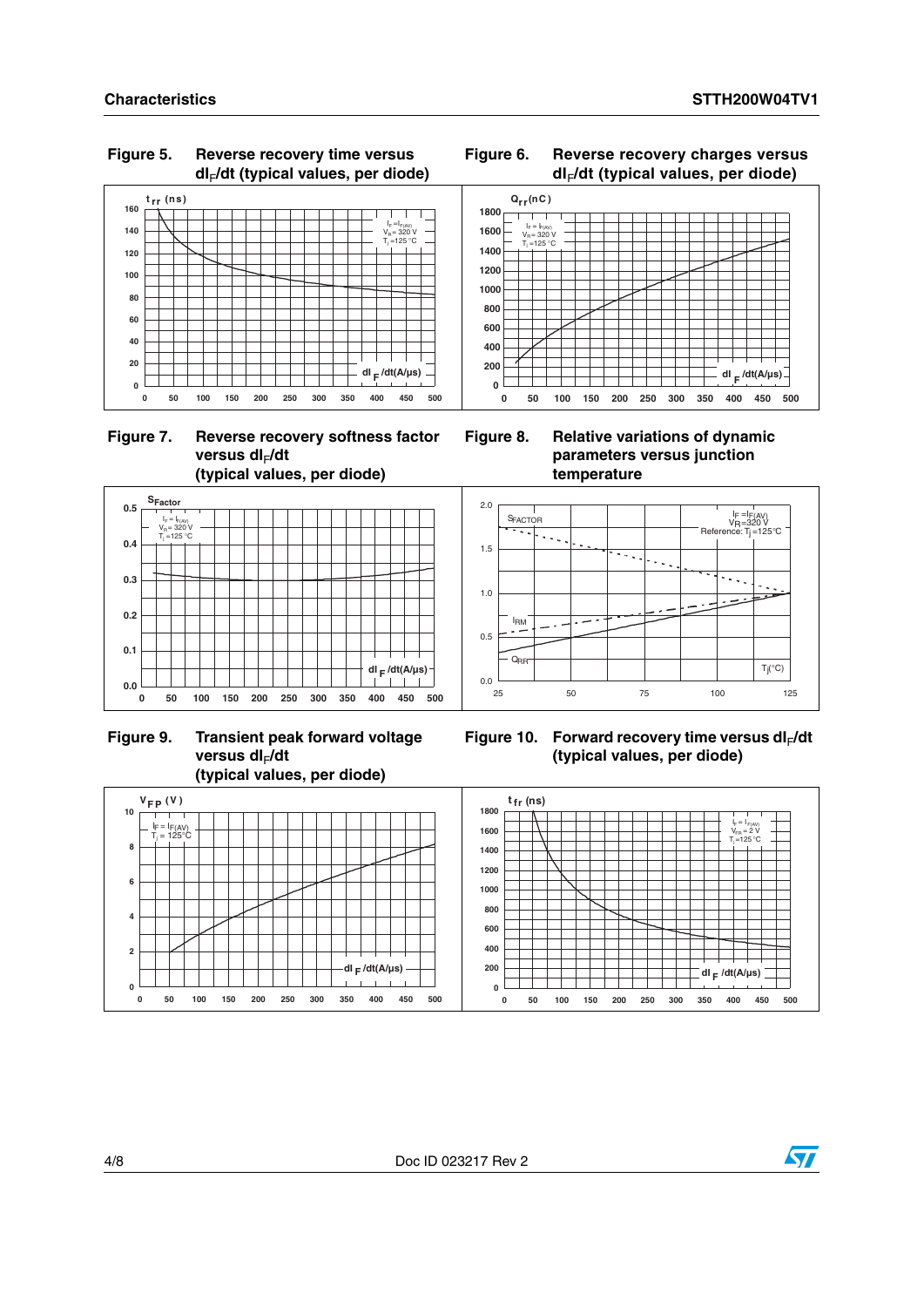Figure 5. Reverse recovery time versus $dI_F/dt$ (typical values, per diode)

Figure 6. Reverse recovery charges versus $dI_F/dt$ (typical values, per diode)

Figure 7. Reverse recovery softness factor versus $dI_F/dt$ (typical values, per diode)

Figure 8. Relative variations of dynamic parameters versus junction temperature

Figure 9. Transient peak forward voltage versus $dI_F/dt$ (typical values, per diode)

Figure 10. Forward recovery time versus $dI_F/dt$ (typical values, per diode)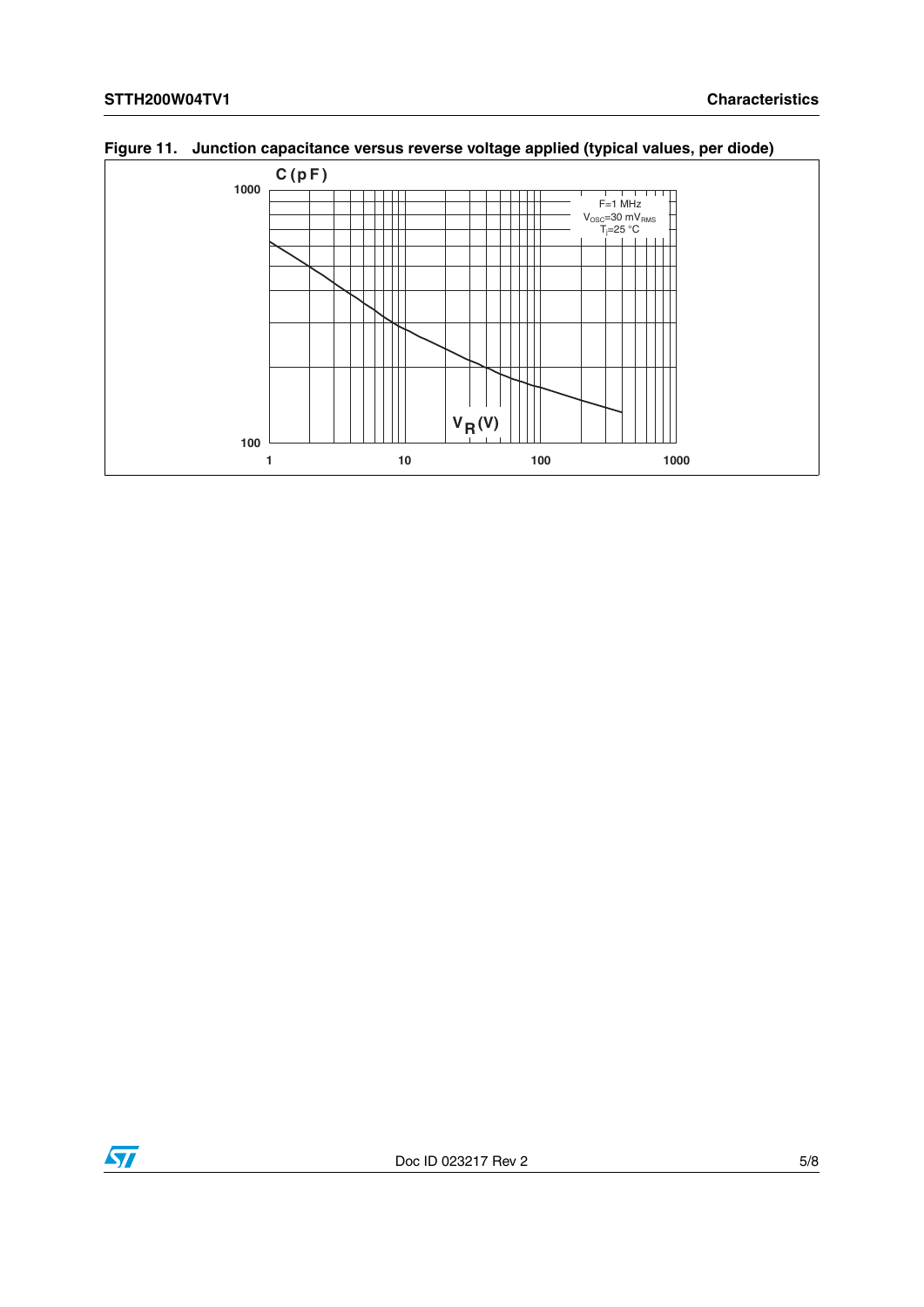Figure 11. Junction capacitance versus reverse voltage applied (typical values, per diode)

C (pF)

1000

100

F=1 MHz
$V_{OSC}$=30 $mV_{RMS}$
$T_j$=25 °C

$V_R$(V)

1 10 100 1000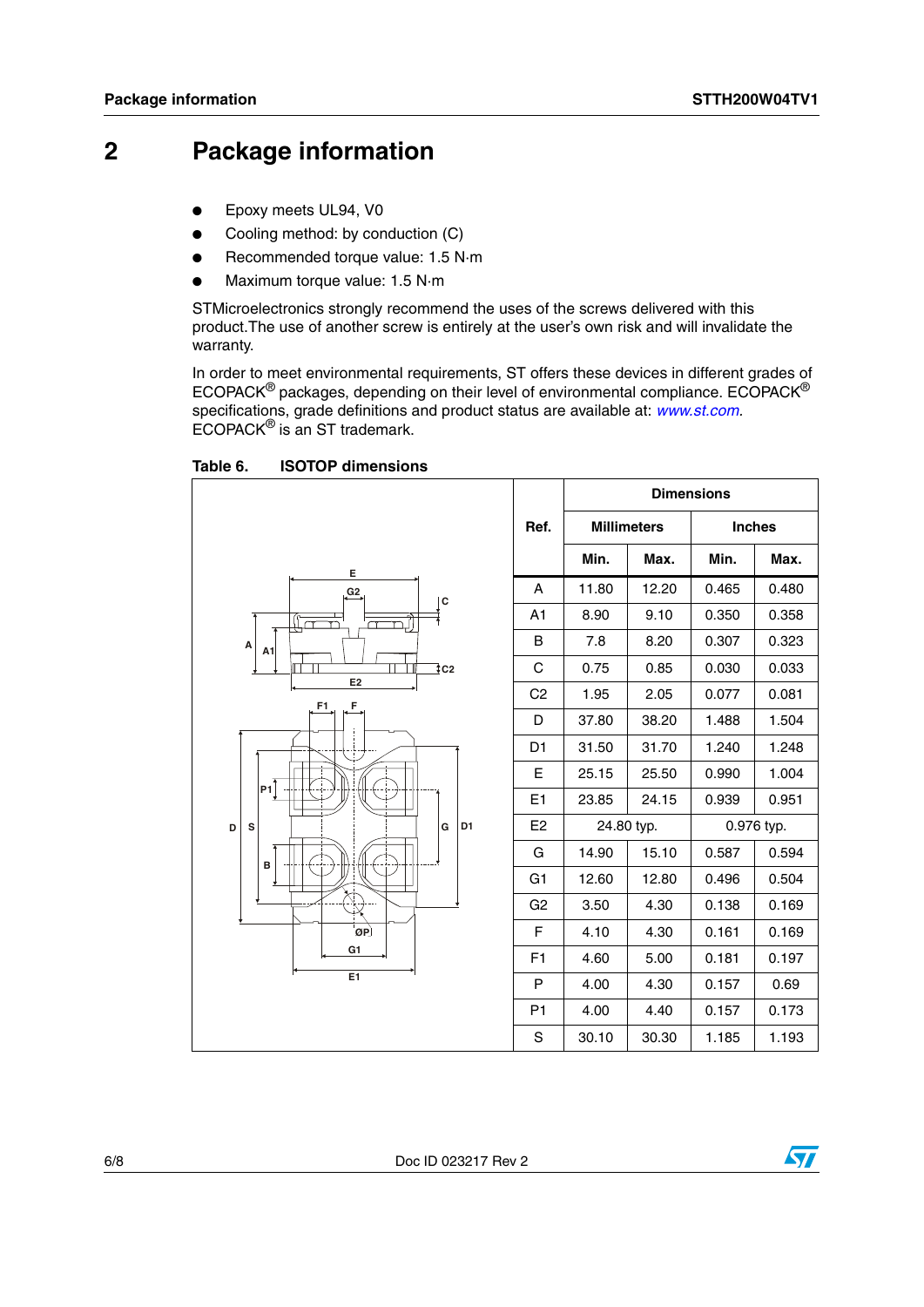# 2 Package information

- Epoxy meets UL94, V0
- Cooling method: by conduction (C)
- Recommended torque value: 1.5 N·m
- Maximum torque value: 1.5 N·m

STMicroelectronics strongly recommend the uses of the screws delivered with this product.The use of another screw is entirely at the user's own risk and will invalidate the warranty.

In order to meet environmental requirements, ST offers these devices in different grades of ECOPACK® packages, depending on their level of environmental compliance. ECOPACK® specifications, grade definitions and product status are available at: *www.st.com*. ECOPACK® is an ST trademark.

**Table 6. ISOTOP dimensions**

| Ref. | Dimensions | | | |
|---|---|---|---|---|
| | Millimeters | | Inches | |
| | Min. | Max. | Min. | Max. |
| A | 11.80 | 12.20 | 0.465 | 0.480 |
| A1 | 8.90 | 9.10 | 0.350 | 0.358 |
| B | 7.8 | 8.20 | 0.307 | 0.323 |
| C | 0.75 | 0.85 | 0.030 | 0.033 |
| C2 | 1.95 | 2.05 | 0.077 | 0.081 |
| D | 37.80 | 38.20 | 1.488 | 1.504 |
| D1 | 31.50 | 31.70 | 1.240 | 1.248 |
| E | 25.15 | 25.50 | 0.990 | 1.004 |
| E1 | 23.85 | 24.15 | 0.939 | 0.951 |
| E2 | 24.80 typ. | | 0.976 typ. | |
| G | 14.90 | 15.10 | 0.587 | 0.594 |
| G1 | 12.60 | 12.80 | 0.496 | 0.504 |
| G2 | 3.50 | 4.30 | 0.138 | 0.169 |
| F | 4.10 | 4.30 | 0.161 | 0.169 |
| F1 | 4.60 | 5.00 | 0.181 | 0.197 |
| P | 4.00 | 4.30 | 0.157 | 0.69 |
| P1 | 4.00 | 4.40 | 0.157 | 0.173 |
| S | 30.10 | 30.30 | 1.185 | 1.193 |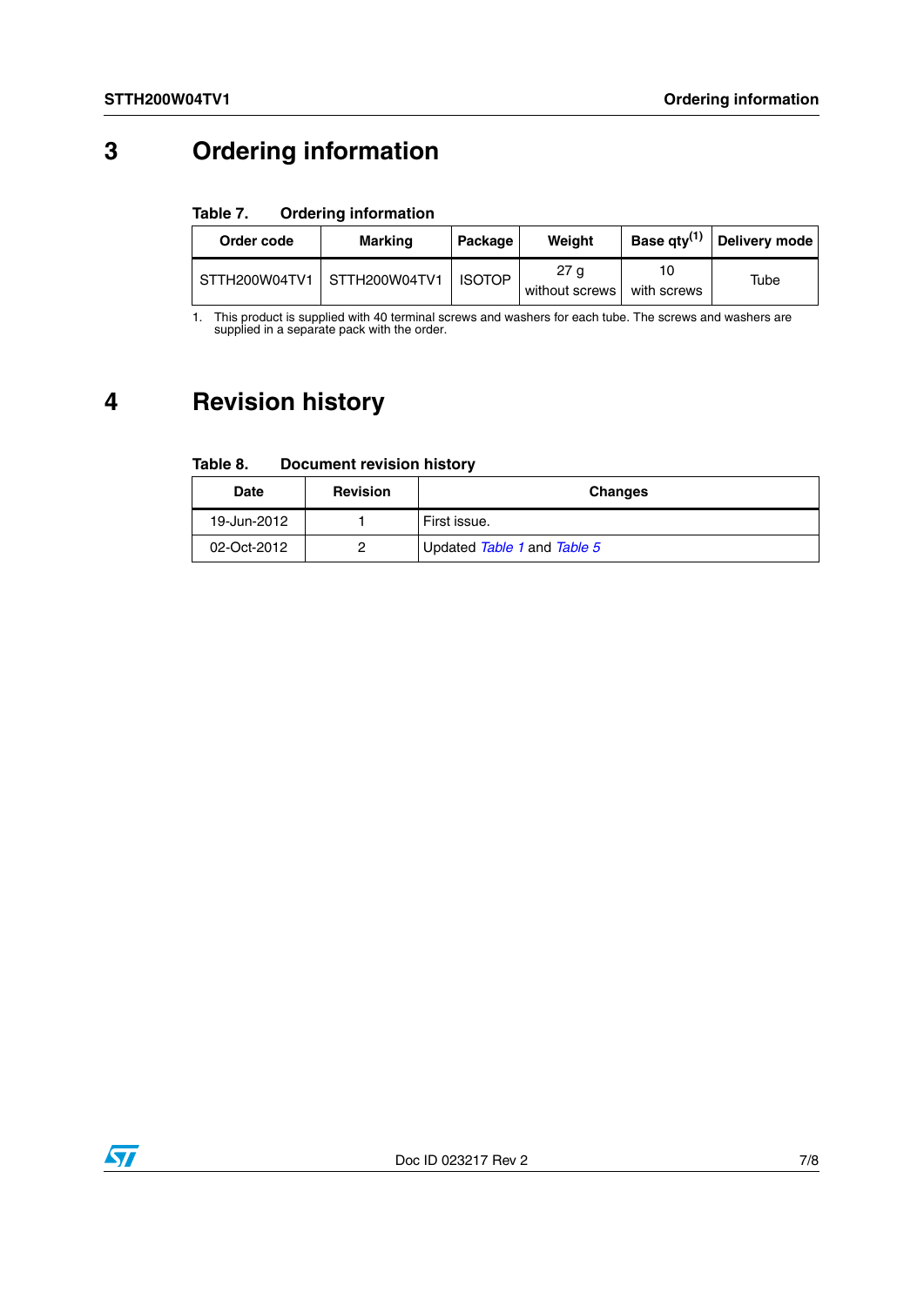# 3 Ordering information

**Table 7. Ordering information**

| Order code | Marking | Package | Weight | Base qty[1] | Delivery mode |
|---|---|---|---|---|---|
| STTH200W04TV1 | STTH200W04TV1 | ISOTOP | 27 g without screws | 10 with screws | Tube |

1. This product is supplied with 40 terminal screws and washers for each tube. The screws and washers are supplied in a separate pack with the order.

# 4 Revision history

**Table 8. Document revision history**

| Date | Revision | Changes |
|---|---|---|
| 19-Jun-2012 | 1 | First issue. |
| 02-Oct-2012 | 2 | Updated *Table 1* and *Table 5* |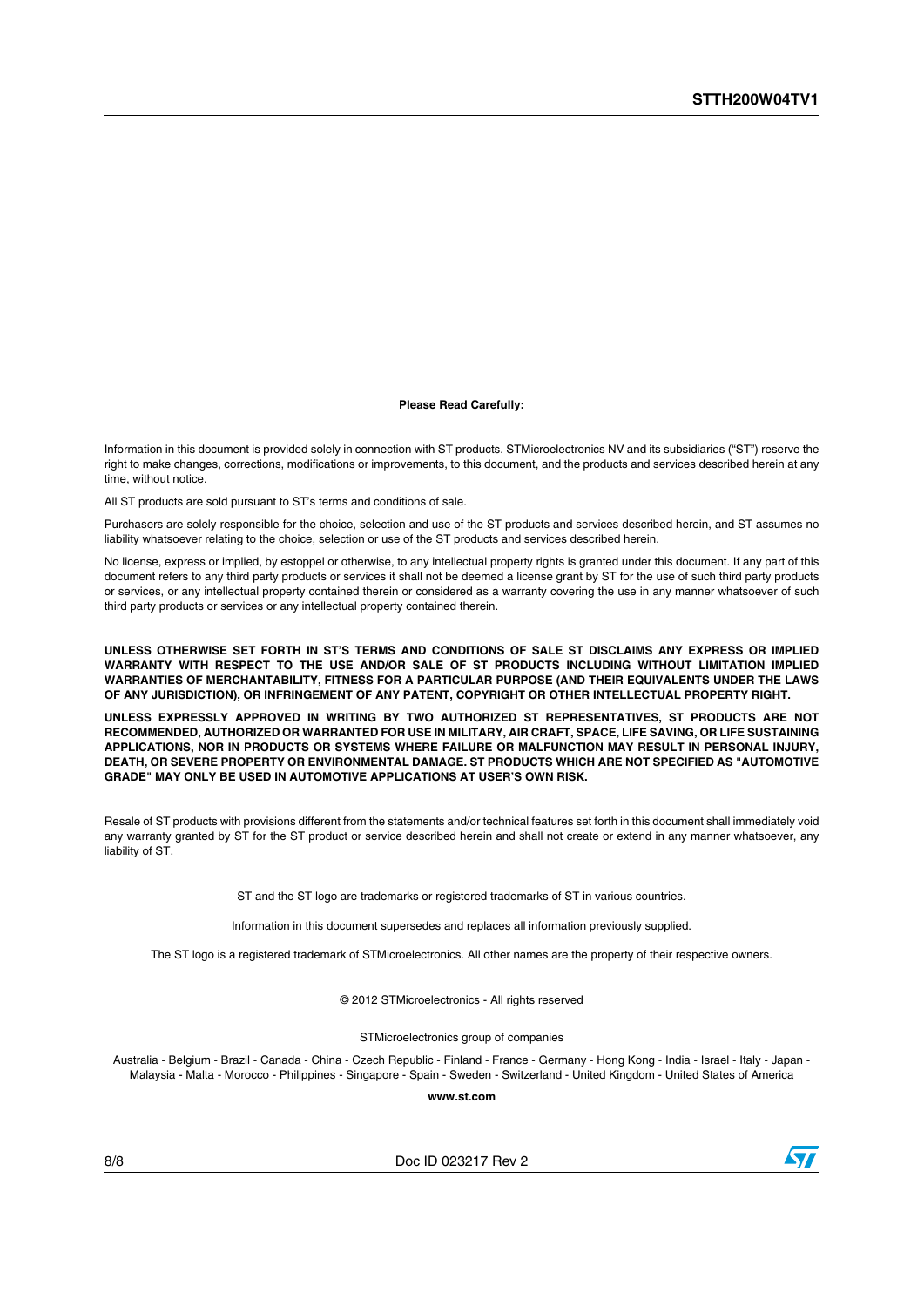**Please Read Carefully:**

Information in this document is provided solely in connection with ST products. STMicroelectronics NV and its subsidiaries ("ST") reserve the right to make changes, corrections, modifications or improvements, to this document, and the products and services described herein at any time, without notice.

All ST products are sold pursuant to ST's terms and conditions of sale.

Purchasers are solely responsible for the choice, selection and use of the ST products and services described herein, and ST assumes no liability whatsoever relating to the choice, selection or use of the ST products and services described herein.

No license, express or implied, by estoppel or otherwise, to any intellectual property rights is granted under this document. If any part of this document refers to any third party products or services it shall not be deemed a license grant by ST for the use of such third party products or services, or any intellectual property contained therein or considered as a warranty covering the use in any manner whatsoever of such third party products or services or any intellectual property contained therein.

**UNLESS OTHERWISE SET FORTH IN ST'S TERMS AND CONDITIONS OF SALE ST DISCLAIMS ANY EXPRESS OR IMPLIED WARRANTY WITH RESPECT TO THE USE AND/OR SALE OF ST PRODUCTS INCLUDING WITHOUT LIMITATION IMPLIED WARRANTIES OF MERCHANTABILITY, FITNESS FOR A PARTICULAR PURPOSE (AND THEIR EQUIVALENTS UNDER THE LAWS OF ANY JURISDICTION), OR INFRINGEMENT OF ANY PATENT, COPYRIGHT OR OTHER INTELLECTUAL PROPERTY RIGHT.**

**UNLESS EXPRESSLY APPROVED IN WRITING BY TWO AUTHORIZED ST REPRESENTATIVES, ST PRODUCTS ARE NOT RECOMMENDED, AUTHORIZED OR WARRANTED FOR USE IN MILITARY, AIR CRAFT, SPACE, LIFE SAVING, OR LIFE SUSTAINING APPLICATIONS, NOR IN PRODUCTS OR SYSTEMS WHERE FAILURE OR MALFUNCTION MAY RESULT IN PERSONAL INJURY, DEATH, OR SEVERE PROPERTY OR ENVIRONMENTAL DAMAGE. ST PRODUCTS WHICH ARE NOT SPECIFIED AS "AUTOMOTIVE GRADE" MAY ONLY BE USED IN AUTOMOTIVE APPLICATIONS AT USER'S OWN RISK.**

Resale of ST products with provisions different from the statements and/or technical features set forth in this document shall immediately void any warranty granted by ST for the ST product or service described herein and shall not create or extend in any manner whatsoever, any liability of ST.

ST and the ST logo are trademarks or registered trademarks of ST in various countries.

Information in this document supersedes and replaces all information previously supplied.

The ST logo is a registered trademark of STMicroelectronics. All other names are the property of their respective owners.

© 2012 STMicroelectronics - All rights reserved

STMicroelectronics group of companies

Australia - Belgium - Brazil - Canada - China - Czech Republic - Finland - France - Germany - Hong Kong - India - Israel - Italy - Japan - Malaysia - Malta - Morocco - Philippines - Singapore - Spain - Sweden - Switzerland - United Kingdom - United States of America

**www.st.com**